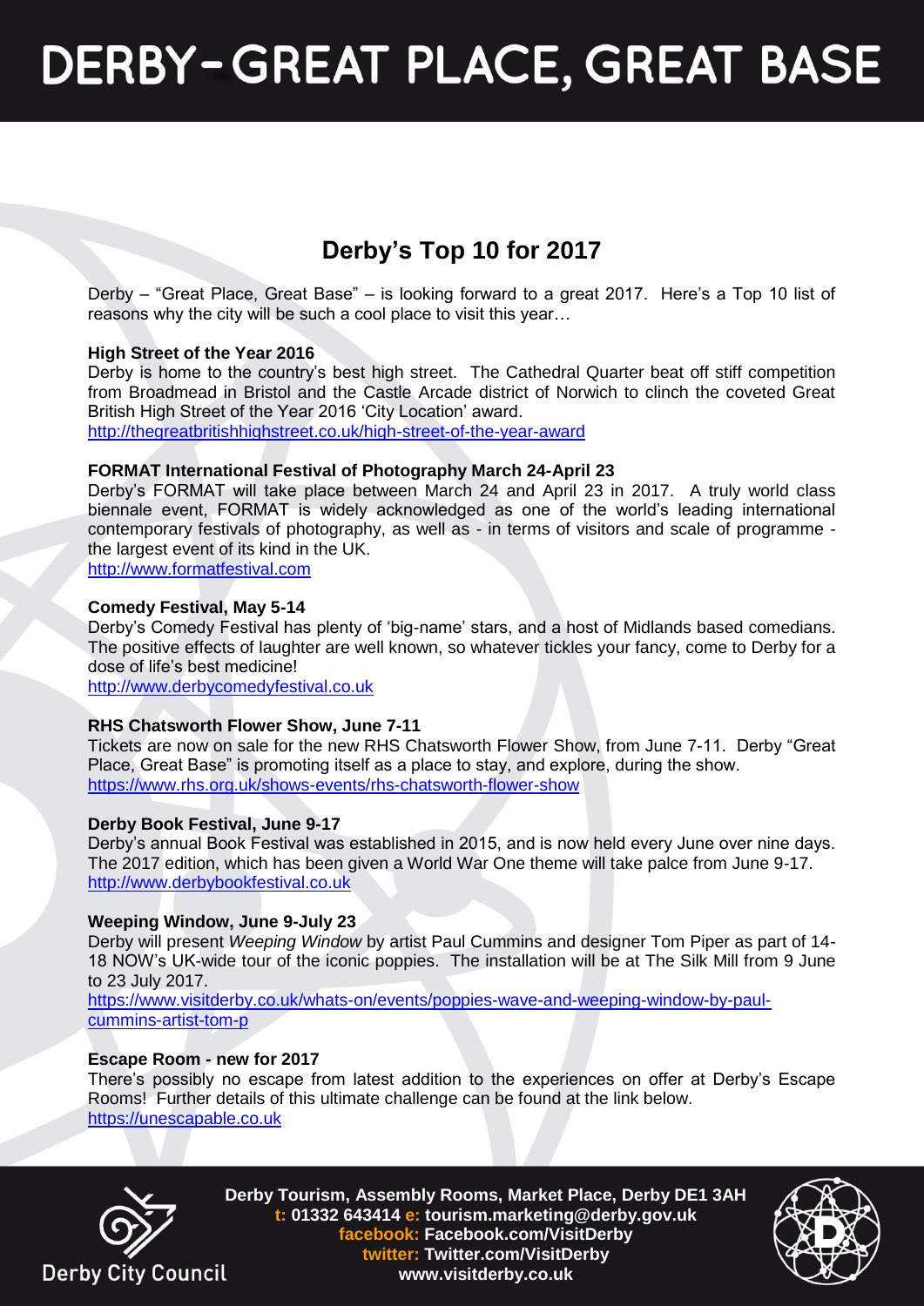# DERBY – GREAT PLACE, GREAT BASE

## Derby's Top 10 for 2017

Derby – "Great Place, Great Base" – is looking forward to a great 2017. Here's a Top 10 list of reasons why the city will be such a cool place to visit this year…

**High Street of the Year 2016**

Derby is home to the country's best high street. The Cathedral Quarter beat off stiff competition from Broadmead in Bristol and the Castle Arcade district of Norwich to clinch the coveted Great British High Street of the Year 2016 'City Location' award.
http://thegreatbritishhighstreet.co.uk/high-street-of-the-year-award

**FORMAT International Festival of Photography March 24-April 23**

Derby's FORMAT will take place between March 24 and April 23 in 2017. A truly world class biennale event, FORMAT is widely acknowledged as one of the world's leading international contemporary festivals of photography, as well as - in terms of visitors and scale of programme - the largest event of its kind in the UK.
http://www.formatfestival.com

**Comedy Festival, May 5-14**

Derby's Comedy Festival has plenty of 'big-name' stars, and a host of Midlands based comedians. The positive effects of laughter are well known, so whatever tickles your fancy, come to Derby for a dose of life's best medicine!
http://www.derbycomedyfestival.co.uk

**RHS Chatsworth Flower Show, June 7-11**

Tickets are now on sale for the new RHS Chatsworth Flower Show, from June 7-11. Derby "Great Place, Great Base" is promoting itself as a place to stay, and explore, during the show.
https://www.rhs.org.uk/shows-events/rhs-chatsworth-flower-show

**Derby Book Festival, June 9-17**

Derby's annual Book Festival was established in 2015, and is now held every June over nine days. The 2017 edition, which has been given a World War One theme will take palce from June 9-17.
http://www.derbybookfestival.co.uk

**Weeping Window, June 9-July 23**

Derby will present *Weeping Window* by artist Paul Cummins and designer Tom Piper as part of 14-18 NOW's UK-wide tour of the iconic poppies. The installation will be at The Silk Mill from 9 June to 23 July 2017.
https://www.visitderby.co.uk/whats-on/events/poppies-wave-and-weeping-window-by-paul-cummins-artist-tom-p

**Escape Room - new for 2017**

There's possibly no escape from latest addition to the experiences on offer at Derby's Escape Rooms! Further details of this ultimate challenge can be found at the link below.
https://unescapable.co.uk

Derby City Council

Derby Tourism, Assembly Rooms, Market Place, Derby DE1 3AH
t: 01332 643414 e: tourism.marketing@derby.gov.uk
facebook: Facebook.com/VisitDerby
twitter: Twitter.com/VisitDerby
www.visitderby.co.uk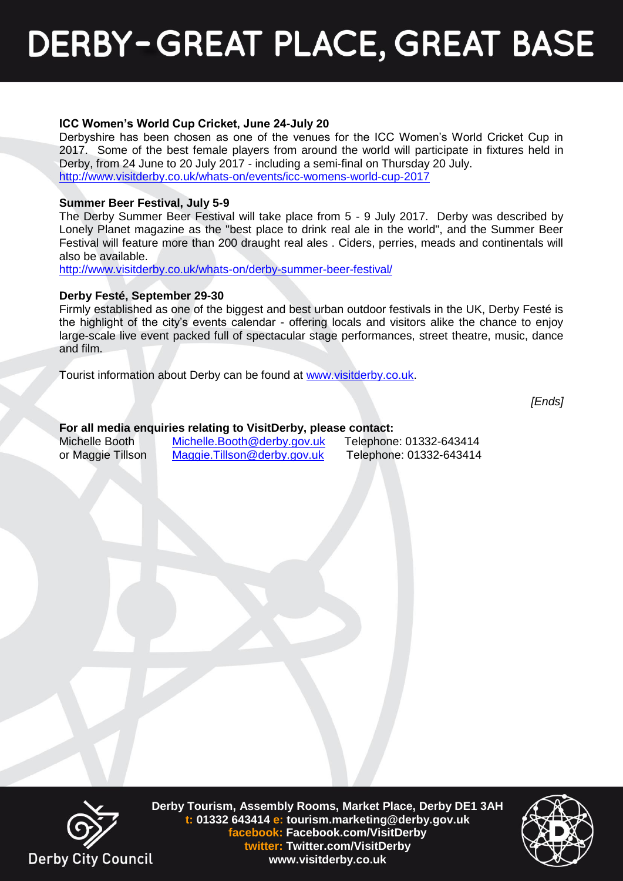**ICC Women's World Cup Cricket, June 24-July 20**
Derbyshire has been chosen as one of the venues for the ICC Women's World Cricket Cup in 2017. Some of the best female players from around the world will participate in fixtures held in Derby, from 24 June to 20 July 2017 - including a semi-final on Thursday 20 July.
http://www.visitderby.co.uk/whats-on/events/icc-womens-world-cup-2017

**Summer Beer Festival, July 5-9**
The Derby Summer Beer Festival will take place from 5 - 9 July 2017. Derby was described by Lonely Planet magazine as the "best place to drink real ale in the world", and the Summer Beer Festival will feature more than 200 draught real ales . Ciders, perries, meads and continentals will also be available.
http://www.visitderby.co.uk/whats-on/derby-summer-beer-festival/

**Derby Festé, September 29-30**
Firmly established as one of the biggest and best urban outdoor festivals in the UK, Derby Festé is the highlight of the city's events calendar - offering locals and visitors alike the chance to enjoy large-scale live event packed full of spectacular stage performances, street theatre, music, dance and film.

Tourist information about Derby can be found at www.visitderby.co.uk.

*[Ends]*

**For all media enquiries relating to VisitDerby, please contact:**

| | | |
|---|---|---|
| Michelle Booth | Michelle.Booth@derby.gov.uk | Telephone: 01332-643414 |
| or Maggie Tillson | Maggie.Tillson@derby.gov.uk | Telephone: 01332-643414 |

Derby City Council

**Derby Tourism, Assembly Rooms, Market Place, Derby DE1 3AH**
**t: 01332 643414 e: tourism.marketing@derby.gov.uk**
**facebook: Facebook.com/VisitDerby**
**twitter: Twitter.com/VisitDerby**
**www.visitderby.co.uk**